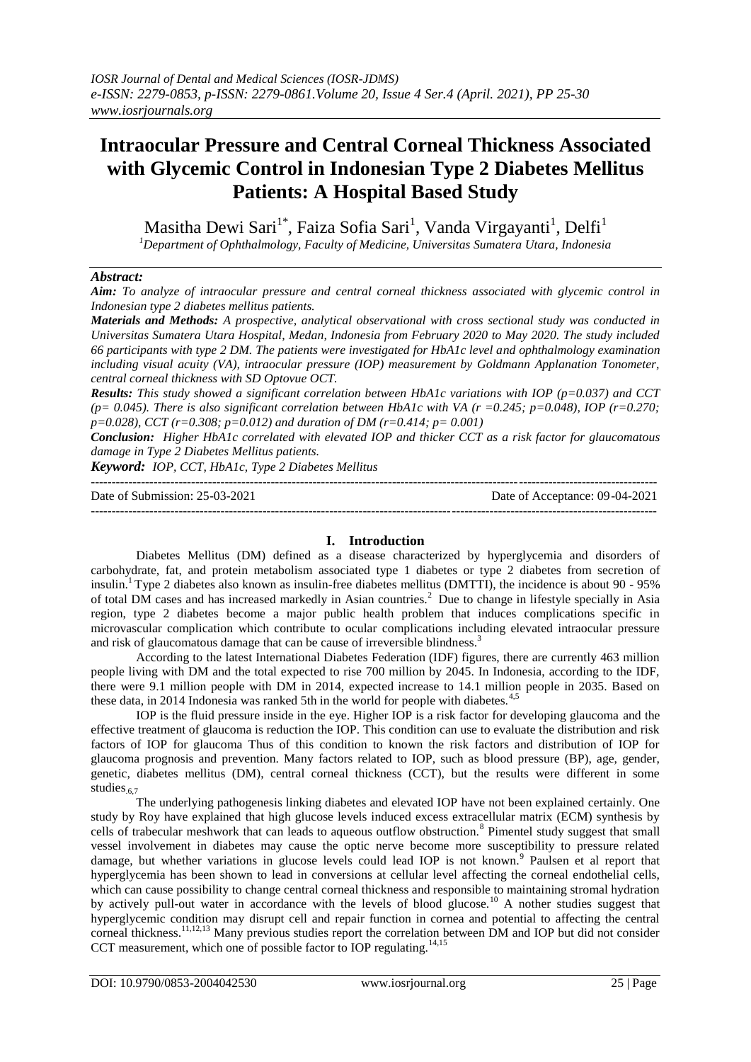# Intraocular Pressure and Central Corneal Thickness Associated with Glycemic Control in Indonesian Type 2 Diabetes Mellitus Patients: A Hospital Based Study

Masitha Dewi Sari[1*], Faiza Sofia Sari[1], Vanda Virgayanti[1], Delfi[1]

[1]Department of Ophthalmology, Faculty of Medicine, Universitas Sumatera Utara, Indonesia

## Abstract:

***Aim:*** *To analyze of intraocular pressure and central corneal thickness associated with glycemic control in Indonesian type 2 diabetes mellitus patients.*

***Materials and Methods:*** *A prospective, analytical observational with cross sectional study was conducted in Universitas Sumatera Utara Hospital, Medan, Indonesia from February 2020 to May 2020. The study included 66 participants with type 2 DM. The patients were investigated for HbA1c level and ophthalmology examination including visual acuity (VA), intraocular pressure (IOP) measurement by Goldmann Applanation Tonometer, central corneal thickness with SD Optovue OCT.*

***Results:*** *This study showed a significant correlation between HbA1c variations with IOP ($p=0.037$) and CCT ($p= 0.045$). There is also significant correlation between HbA1c with VA ($r =0.245$; $p=0.048$), IOP ($r=0.270$; $p=0.028$), CCT ($r=0.308$; $p=0.012$) and duration of DM ($r=0.414$; $p= 0.001$)*

***Conclusion:*** *Higher HbA1c correlated with elevated IOP and thicker CCT as a risk factor for glaucomatous damage in Type 2 Diabetes Mellitus patients.*

***Keyword:*** *IOP, CCT, HbA1c, Type 2 Diabetes Mellitus*

---

Date of Submission: 25-03-2021 Date of Acceptance: 09-04-2021

---

## I. Introduction

Diabetes Mellitus (DM) defined as a disease characterized by hyperglycemia and disorders of carbohydrate, fat, and protein metabolism associated type 1 diabetes or type 2 diabetes from secretion of insulin.[1] Type 2 diabetes also known as insulin-free diabetes mellitus (DMTTI), the incidence is about 90 - 95% of total DM cases and has increased markedly in Asian countries.[2] Due to change in lifestyle specially in Asia region, type 2 diabetes become a major public health problem that induces complications specific in microvascular complication which contribute to ocular complications including elevated intraocular pressure and risk of glaucomatous damage that can be cause of irreversible blindness.[3]

According to the latest International Diabetes Federation (IDF) figures, there are currently 463 million people living with DM and the total expected to rise 700 million by 2045. In Indonesia, according to the IDF, there were 9.1 million people with DM in 2014, expected increase to 14.1 million people in 2035. Based on these data, in 2014 Indonesia was ranked 5th in the world for people with diabetes.[4,5]

IOP is the fluid pressure inside in the eye. Higher IOP is a risk factor for developing glaucoma and the effective treatment of glaucoma is reduction the IOP. This condition can use to evaluate the distribution and risk factors of IOP for glaucoma Thus of this condition to known the risk factors and distribution of IOP for glaucoma prognosis and prevention. Many factors related to IOP, such as blood pressure (BP), age, gender, genetic, diabetes mellitus (DM), central corneal thickness (CCT), but the results were different in some studies[6,7]

The underlying pathogenesis linking diabetes and elevated IOP have not been explained certainly. One study by Roy have explained that high glucose levels induced excess extracellular matrix (ECM) synthesis by cells of trabecular meshwork that can leads to aqueous outflow obstruction.[8] Pimentel study suggest that small vessel involvement in diabetes may cause the optic nerve become more susceptibility to pressure related damage, but whether variations in glucose levels could lead IOP is not known.[9] Paulsen et al report that hyperglycemia has been shown to lead in conversions at cellular level affecting the corneal endothelial cells, which can cause possibility to change central corneal thickness and responsible to maintaining stromal hydration by actively pull-out water in accordance with the levels of blood glucose.[10] A nother studies suggest that hyperglycemic condition may disrupt cell and repair function in cornea and potential to affecting the central corneal thickness.[11,12,13] Many previous studies report the correlation between DM and IOP but did not consider CCT measurement, which one of possible factor to IOP regulating.[14,15]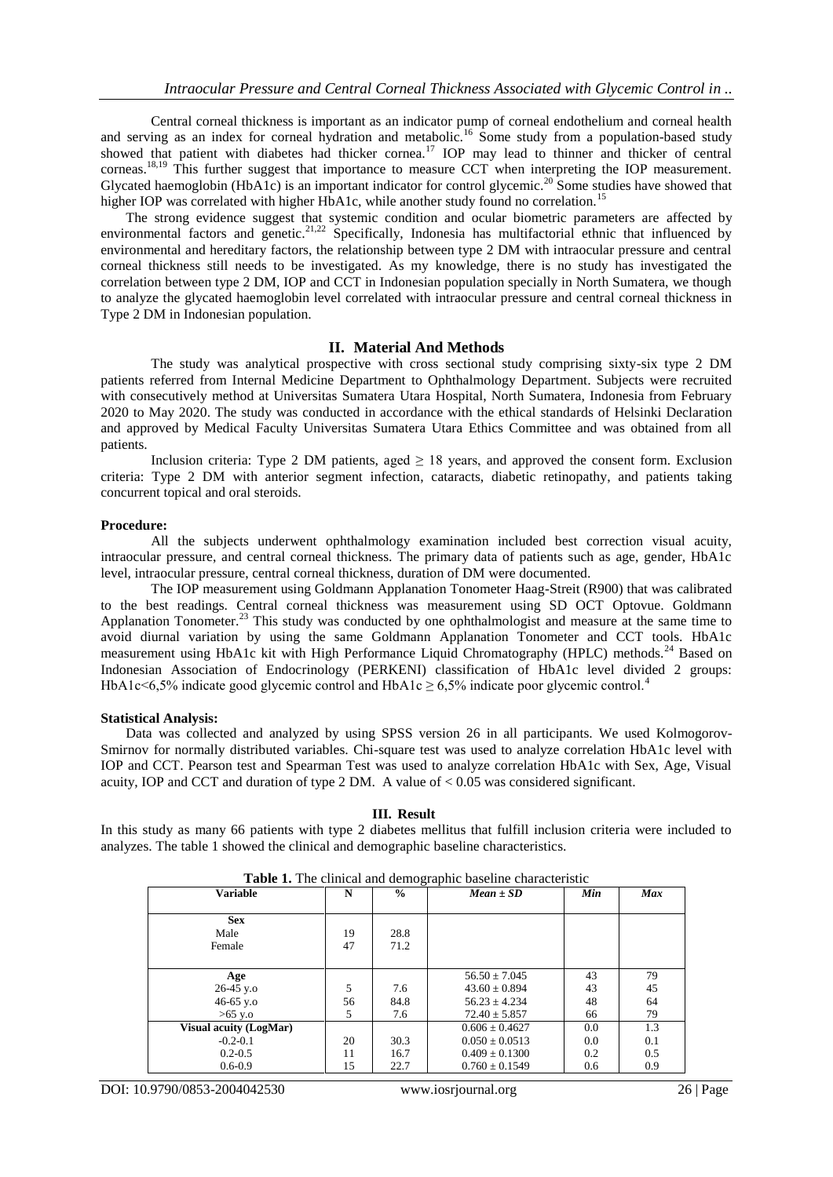Central corneal thickness is important as an indicator pump of corneal endothelium and corneal health and serving as an index for corneal hydration and metabolic.[16] Some study from a population-based study showed that patient with diabetes had thicker cornea.[17] IOP may lead to thinner and thicker of central corneas.[18,19] This further suggest that importance to measure CCT when interpreting the IOP measurement. Glycated haemoglobin (HbA1c) is an important indicator for control glycemic.[20] Some studies have showed that higher IOP was correlated with higher HbA1c, while another study found no correlation.[15]

The strong evidence suggest that systemic condition and ocular biometric parameters are affected by environmental factors and genetic.[21,22] Specifically, Indonesia has multifactorial ethnic that influenced by environmental and hereditary factors, the relationship between type 2 DM with intraocular pressure and central corneal thickness still needs to be investigated. As my knowledge, there is no study has investigated the correlation between type 2 DM, IOP and CCT in Indonesian population specially in North Sumatera, we though to analyze the glycated haemoglobin level correlated with intraocular pressure and central corneal thickness in Type 2 DM in Indonesian population.

## II. Material And Methods

The study was analytical prospective with cross sectional study comprising sixty-six type 2 DM patients referred from Internal Medicine Department to Ophthalmology Department. Subjects were recruited with consecutively method at Universitas Sumatera Utara Hospital, North Sumatera, Indonesia from February 2020 to May 2020. The study was conducted in accordance with the ethical standards of Helsinki Declaration and approved by Medical Faculty Universitas Sumatera Utara Ethics Committee and was obtained from all patients.

Inclusion criteria: Type 2 DM patients, aged $\geq$ 18 years, and approved the consent form. Exclusion criteria: Type 2 DM with anterior segment infection, cataracts, diabetic retinopathy, and patients taking concurrent topical and oral steroids.

**Procedure:**

All the subjects underwent ophthalmology examination included best correction visual acuity, intraocular pressure, and central corneal thickness. The primary data of patients such as age, gender, HbA1c level, intraocular pressure, central corneal thickness, duration of DM were documented.

The IOP measurement using Goldmann Applanation Tonometer Haag-Streit (R900) that was calibrated to the best readings. Central corneal thickness was measurement using SD OCT Optovue. Goldmann Applanation Tonometer.[23] This study was conducted by one ophthalmologist and measure at the same time to avoid diurnal variation by using the same Goldmann Applanation Tonometer and CCT tools. HbA1c measurement using HbA1c kit with High Performance Liquid Chromatography (HPLC) methods.[24] Based on Indonesian Association of Endocrinology (PERKENI) classification of HbA1c level divided 2 groups: HbA1c<6,5% indicate good glycemic control and HbA1c $\geq$ 6,5% indicate poor glycemic control.[4]

**Statistical Analysis:**

Data was collected and analyzed by using SPSS version 26 in all participants. We used Kolmogorov-Smirnov for normally distributed variables. Chi-square test was used to analyze correlation HbA1c level with IOP and CCT. Pearson test and Spearman Test was used to analyze correlation HbA1c with Sex, Age, Visual acuity, IOP and CCT and duration of type 2 DM. A value of $< 0.05$ was considered significant.

## III. Result

In this study as many 66 patients with type 2 diabetes mellitus that fulfill inclusion criteria were included to analyzes. The table 1 showed the clinical and demographic baseline characteristics.

**Table 1.** The clinical and demographic baseline characteristic

| Variable | N | % | *Mean ± SD* | *Min* | *Max* |
|---|---|---|---|---|---|
| **Sex** | | | | | |
| Male | 19 | 28.8 | | | |
| Female | 47 | 71.2 | | | |
| **Age** | | | 56.50 ± 7.045 | 43 | 79 |
| 26-45 y.o | 5 | 7.6 | 43.60 ± 0.894 | 43 | 45 |
| 46-65 y.o | 56 | 84.8 | 56.23 ± 4.234 | 48 | 64 |
| >65 y.o | 5 | 7.6 | 72.40 ± 5.857 | 66 | 79 |
| **Visual acuity (LogMar)** | | | 0.606 ± 0.4627 | 0.0 | 1.3 |
| -0.2-0.1 | 20 | 30.3 | 0.050 ± 0.0513 | 0.0 | 0.1 |
| 0.2-0.5 | 11 | 16.7 | 0.409 ± 0.1300 | 0.2 | 0.5 |
| 0.6-0.9 | 15 | 22.7 | 0.760 ± 0.1549 | 0.6 | 0.9 |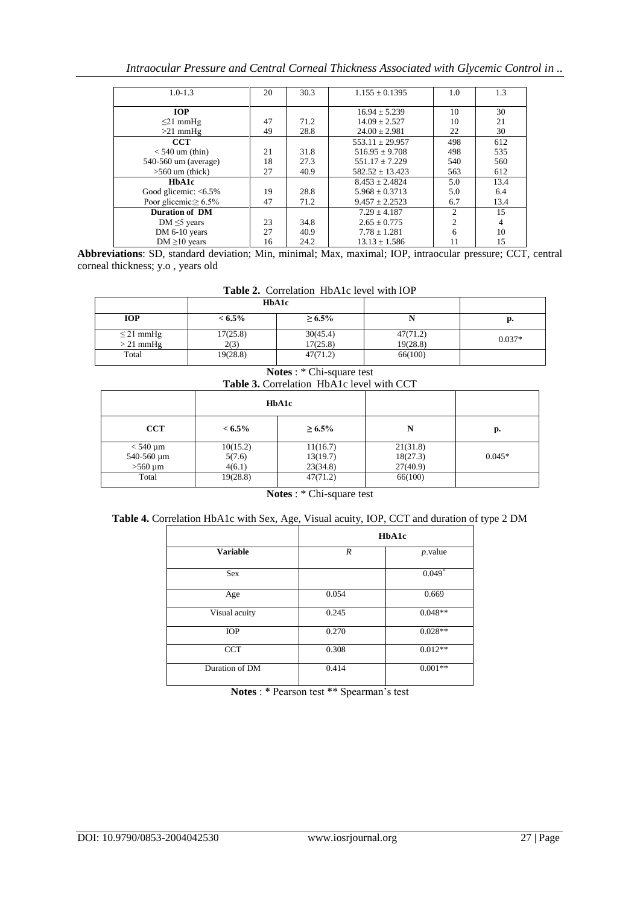| | | | | | |
|---|---|---|---|---|---|
| 1.0-1.3 | 20 | 30.3 | 1.155 ± 0.1395 | 1.0 | 1.3 |
| **IOP** | | | 16.94 ± 5.239 | 10 | 30 |
| ≤21 mmHg | 47 | 71.2 | 14.09 ± 2.527 | 10 | 21 |
| >21 mmHg | 49 | 28.8 | 24.00 ± 2.981 | 22 | 30 |
| **CCT** | | | 553.11 ± 29.957 | 498 | 612 |
| < 540 um (thin) | 21 | 31.8 | 516.95 ± 9.708 | 498 | 535 |
| 540-560 um (average) | 18 | 27.3 | 551.17 ± 7.229 | 540 | 560 |
| >560 um (thick) | 27 | 40.9 | 582.52 ± 13.423 | 563 | 612 |
| **HbA1c** | | | 8.453 ± 2.4824 | 5.0 | 13.4 |
| Good glicemic: <6.5% | 19 | 28.8 | 5.968 ± 0.3713 | 5.0 | 6.4 |
| Poor glicemic:≥ 6.5% | 47 | 71.2 | 9.457 ± 2.2523 | 6.7 | 13.4 |
| **Duration of DM** | | | 7.29 ± 4.187 | 2 | 15 |
| DM ≤5 years | 23 | 34.8 | 2.65 ± 0.775 | 2 | 4 |
| DM 6-10 years | 27 | 40.9 | 7.78 ± 1.281 | 6 | 10 |
| DM ≥10 years | 16 | 24.2 | 13.13 ± 1.586 | 11 | 15 |

**Abbreviations**: SD, standard deviation; Min, minimal; Max, maximal; IOP, intraocular pressure; CCT, central corneal thickness; y.o , years old

**Table 2.** Correlation HbA1c level with IOP

| | HbA1c | | | |
|---|---|---|---|---|
| **IOP** | **< 6.5%** | **≥ 6.5%** | **N** | **p.** |
| ≤ 21 mmHg | 17(25.8) | 30(45.4) | 47(71.2) | 0.037* |
| > 21 mmHg | 2(3) | 17(25.8) | 19(28.8) | |
| Total | 19(28.8) | 47(71.2) | 66(100) | |

**Notes** : * Chi-square test

**Table 3.** Correlation HbA1c level with CCT

| | HbA1c | | | |
|---|---|---|---|---|
| **CCT** | **< 6.5%** | **≥ 6.5%** | **N** | **p.** |
| < 540 µm | 10(15.2) | 11(16.7) | 21(31.8) | 0.045* |
| 540-560 µm | 5(7.6) | 13(19.7) | 18(27.3) | |
| >560 µm | 4(6.1) | 23(34.8) | 27(40.9) | |
| Total | 19(28.8) | 47(71.2) | 66(100) | |

**Notes** : * Chi-square test

**Table 4.** Correlation HbA1c with Sex, Age, Visual acuity, IOP, CCT and duration of type 2 DM

| | HbA1c | |
|---|---|---|
| **Variable** | *R* | *p*.value |
| Sex | | 0.049* |
| Age | 0.054 | 0.669 |
| Visual acuity | 0.245 | 0.048** |
| IOP | 0.270 | 0.028** |
| CCT | 0.308 | 0.012** |
| Duration of DM | 0.414 | 0.001** |

**Notes** : * Pearson test ** Spearman's test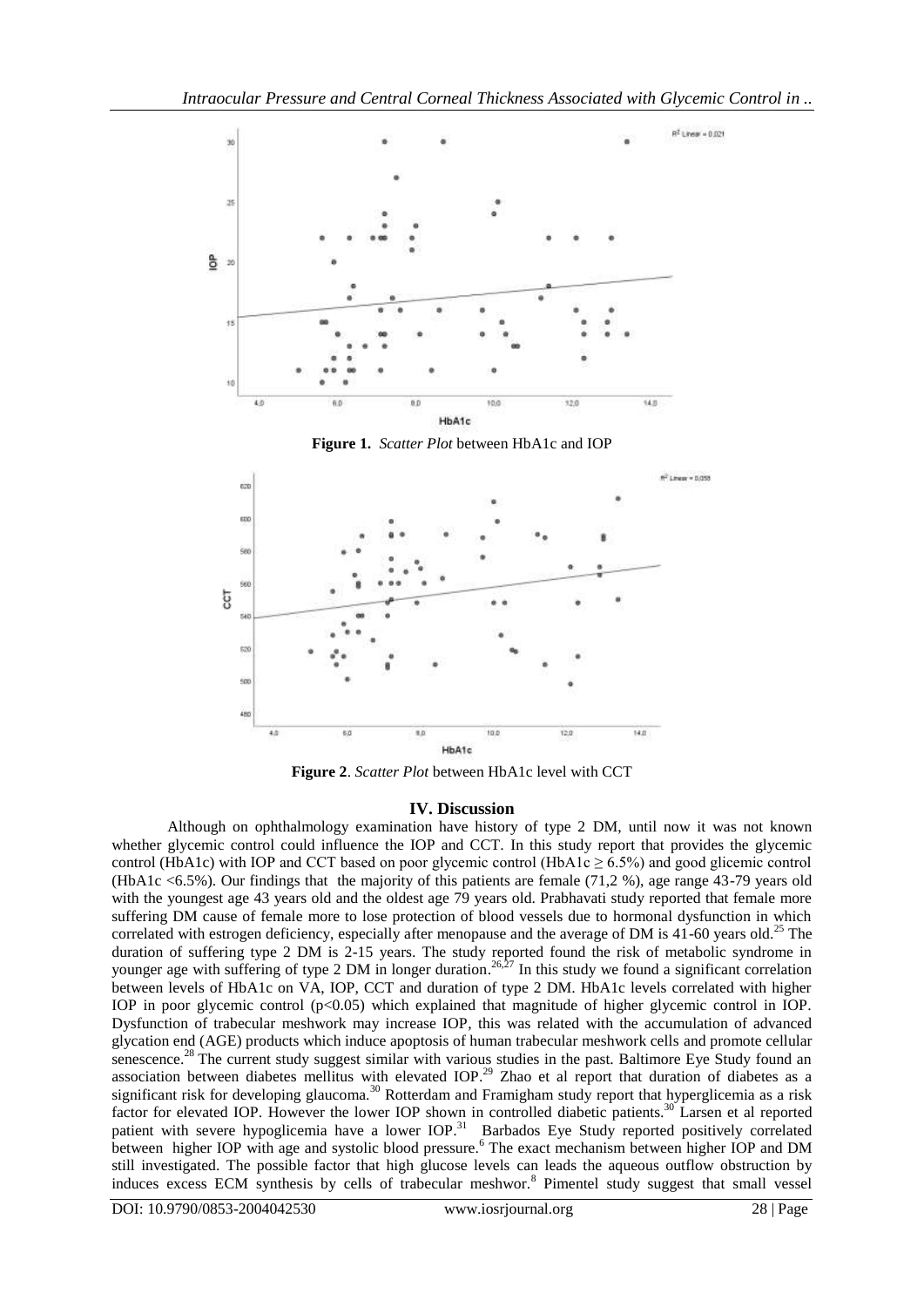**Figure 1.** *Scatter Plot* between HbA1c and IOP

**Figure 2**. *Scatter Plot* between HbA1c level with CCT

## IV. Discussion

Although on ophthalmology examination have history of type 2 DM, until now it was not known whether glycemic control could influence the IOP and CCT. In this study report that provides the glycemic control (HbA1c) with IOP and CCT based on poor glycemic control (HbA1c $\geq$ 6.5%) and good glicemic control (HbA1c <6.5%). Our findings that the majority of this patients are female (71,2 %), age range 43-79 years old with the youngest age 43 years old and the oldest age 79 years old. Prabhavati study reported that female more suffering DM cause of female more to lose protection of blood vessels due to hormonal dysfunction in which correlated with estrogen deficiency, especially after menopause and the average of DM is 41-60 years old.[25] The duration of suffering type 2 DM is 2-15 years. The study reported found the risk of metabolic syndrome in younger age with suffering of type 2 DM in longer duration.[26,27] In this study we found a significant correlation between levels of HbA1c on VA, IOP, CCT and duration of type 2 DM. HbA1c levels correlated with higher IOP in poor glycemic control ($p<0.05$) which explained that magnitude of higher glycemic control in IOP. Dysfunction of trabecular meshwork may increase IOP, this was related with the accumulation of advanced glycation end (AGE) products which induce apoptosis of human trabecular meshwork cells and promote cellular senescence.[28] The current study suggest similar with various studies in the past. Baltimore Eye Study found an association between diabetes mellitus with elevated IOP.[29] Zhao et al report that duration of diabetes as a significant risk for developing glaucoma.[30] Rotterdam and Framigham study report that hyperglicemia as a risk factor for elevated IOP. However the lower IOP shown in controlled diabetic patients.[30] Larsen et al reported patient with severe hypoglicemia have a lower IOP.[31] Barbados Eye Study reported positively correlated between higher IOP with age and systolic blood pressure.[6] The exact mechanism between higher IOP and DM still investigated. The possible factor that high glucose levels can leads the aqueous outflow obstruction by induces excess ECM synthesis by cells of trabecular meshwor.[8] Pimentel study suggest that small vessel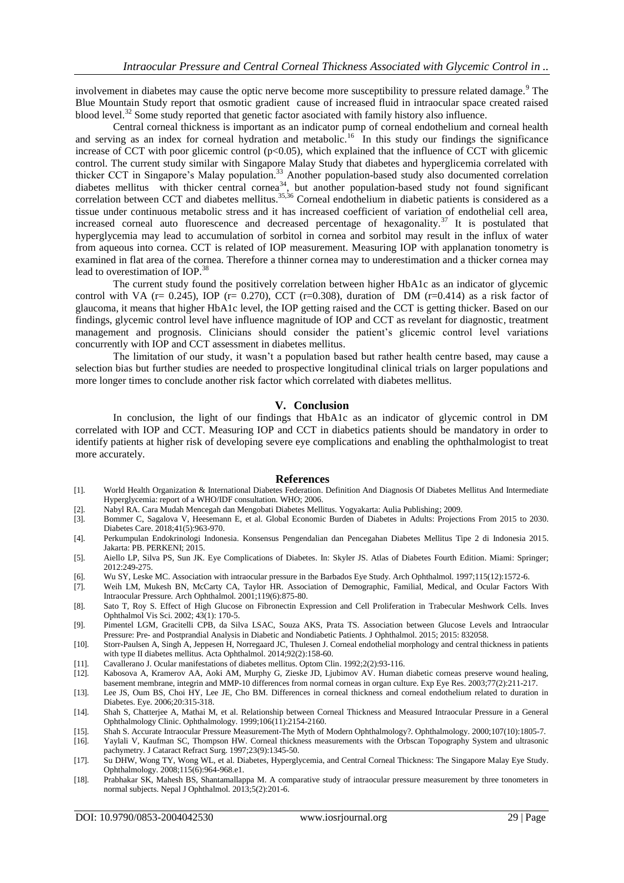involvement in diabetes may cause the optic nerve become more susceptibility to pressure related damage.[9] The Blue Mountain Study report that osmotic gradient cause of increased fluid in intraocular space created raised blood level.[32] Some study reported that genetic factor asociated with family history also influence.

Central corneal thickness is important as an indicator pump of corneal endothelium and corneal health and serving as an index for corneal hydration and metabolic.[16] In this study our findings the significance increase of CCT with poor glicemic control ($p<0.05$), which explained that the influence of CCT with glicemic control. The current study similar with Singapore Malay Study that diabetes and hyperglicemia correlated with thicker CCT in Singapore's Malay population.[33] Another population-based study also documented correlation diabetes mellitus with thicker central cornea[34], but another population-based study not found significant correlation between CCT and diabetes mellitus.[35,36] Corneal endothelium in diabetic patients is considered as a tissue under continuous metabolic stress and it has increased coefficient of variation of endothelial cell area, increased corneal auto fluorescence and decreased percentage of hexagonality.[37] It is postulated that hyperglycemia may lead to accumulation of sorbitol in cornea and sorbitol may result in the influx of water from aqueous into cornea. CCT is related of IOP measurement. Measuring IOP with applanation tonometry is examined in flat area of the cornea. Therefore a thinner cornea may to underestimation and a thicker cornea may lead to overestimation of IOP.[38]

The current study found the positively correlation between higher HbA1c as an indicator of glycemic control with VA ($r= 0.245$), IOP ($r= 0.270$), CCT ($r=0.308$), duration of DM ($r=0.414$) as a risk factor of glaucoma, it means that higher HbA1c level, the IOP getting raised and the CCT is getting thicker. Based on our findings, glycemic control level have influence magnitude of IOP and CCT as revelant for diagnostic, treatment management and prognosis. Clinicians should consider the patient's glicemic control level variations concurrently with IOP and CCT assessment in diabetes mellitus.

The limitation of our study, it wasn't a population based but rather health centre based, may cause a selection bias but further studies are needed to prospective longitudinal clinical trials on larger populations and more longer times to conclude another risk factor which correlated with diabetes mellitus.

## V. Conclusion

In conclusion, the light of our findings that HbA1c as an indicator of glycemic control in DM correlated with IOP and CCT. Measuring IOP and CCT in diabetics patients should be mandatory in order to identify patients at higher risk of developing severe eye complications and enabling the ophthalmologist to treat more accurately.

## References

[1]. World Health Organization & International Diabetes Federation. Definition And Diagnosis Of Diabetes Mellitus And Intermediate Hyperglycemia: report of a WHO/IDF consultation. WHO; 2006.

[2]. Nabyl RA. Cara Mudah Mencegah dan Mengobati Diabetes Mellitus. Yogyakarta: Aulia Publishing; 2009.

[3]. Bommer C, Sagalova V, Heesemann E, et al. Global Economic Burden of Diabetes in Adults: Projections From 2015 to 2030. Diabetes Care. 2018;41(5):963-970.

[4]. Perkumpulan Endokrinologi Indonesia. Konsensus Pengendalian dan Pencegahan Diabetes Mellitus Tipe 2 di Indonesia 2015. Jakarta: PB. PERKENI; 2015.

[5]. Aiello LP, Silva PS, Sun JK. Eye Complications of Diabetes. In: Skyler JS. Atlas of Diabetes Fourth Edition. Miami: Springer; 2012:249-275.

[6]. Wu SY, Leske MC. Association with intraocular pressure in the Barbados Eye Study. Arch Ophthalmol. 1997;115(12):1572-6.

[7]. Weih LM, Mukesh BN, McCarty CA, Taylor HR. Association of Demographic, Familial, Medical, and Ocular Factors With Intraocular Pressure. Arch Ophthalmol. 2001;119(6):875-80.

[8]. Sato T, Roy S. Effect of High Glucose on Fibronectin Expression and Cell Proliferation in Trabecular Meshwork Cells. Inves Ophthalmol Vis Sci. 2002; 43(1): 170-5.

[9]. Pimentel LGM, Gracitelli CPB, da Silva LSAC, Souza AKS, Prata TS. Association between Glucose Levels and Intraocular Pressure: Pre- and Postprandial Analysis in Diabetic and Nondiabetic Patients. J Ophthalmol. 2015; 2015: 832058.

[10]. Storr-Paulsen A, Singh A, Jeppesen H, Norregaard JC, Thulesen J. Corneal endothelial morphology and central thickness in patients with type II diabetes mellitus. Acta Ophthalmol. 2014;92(2):158-60.

[11]. Cavallerano J. Ocular manifestations of diabetes mellitus. Optom Clin. 1992;2(2):93-116.

[12]. Kabosova A, Kramerov AA, Aoki AM, Murphy G, Zieske JD, Ljubimov AV. Human diabetic corneas preserve wound healing, basement membrane, integrin and MMP-10 differences from normal corneas in organ culture. Exp Eye Res. 2003;77(2):211-217.

[13]. Lee JS, Oum BS, Choi HY, Lee JE, Cho BM. Differences in corneal thickness and corneal endothelium related to duration in Diabetes. Eye. 2006;20:315-318.

[14]. Shah S, Chatterjee A, Mathai M, et al. Relationship between Corneal Thickness and Measured Intraocular Pressure in a General Ophthalmology Clinic. Ophthalmology. 1999;106(11):2154-2160.

[15]. Shah S. Accurate Intraocular Pressure Measurement-The Myth of Modern Ophthalmology?. Ophthalmology. 2000;107(10):1805-7.

[16]. Yaylali V, Kaufman SC, Thompson HW. Corneal thickness measurements with the Orbscan Topography System and ultrasonic pachymetry. J Cataract Refract Surg. 1997;23(9):1345-50.

[17]. Su DHW, Wong TY, Wong WL, et al. Diabetes, Hyperglycemia, and Central Corneal Thickness: The Singapore Malay Eye Study. Ophthalmology. 2008;115(6):964-968.e1.

[18]. Prabhakar SK, Mahesh BS, Shantamallappa M. A comparative study of intraocular pressure measurement by three tonometers in normal subjects. Nepal J Ophthalmol. 2013;5(2):201-6.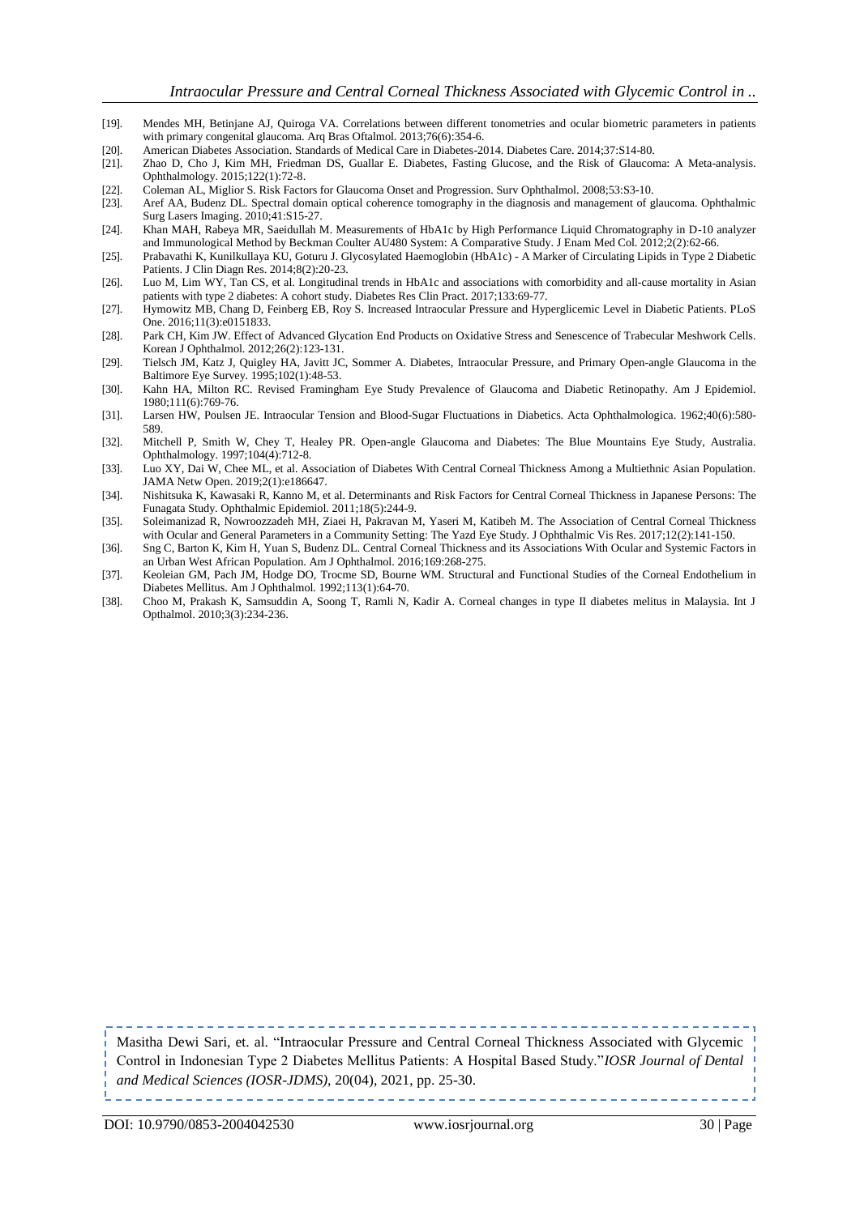[19]. Mendes MH, Betinjane AJ, Quiroga VA. Correlations between different tonometries and ocular biometric parameters in patients with primary congenital glaucoma. Arq Bras Oftalmol. 2013;76(6):354-6.

[20]. American Diabetes Association. Standards of Medical Care in Diabetes-2014. Diabetes Care. 2014;37:S14-80.

[21]. Zhao D, Cho J, Kim MH, Friedman DS, Guallar E. Diabetes, Fasting Glucose, and the Risk of Glaucoma: A Meta-analysis. Ophthalmology. 2015;122(1):72-8.

[22]. Coleman AL, Miglior S. Risk Factors for Glaucoma Onset and Progression. Surv Ophthalmol. 2008;53:S3-10.

[23]. Aref AA, Budenz DL. Spectral domain optical coherence tomography in the diagnosis and management of glaucoma. Ophthalmic Surg Lasers Imaging. 2010;41:S15-27.

[24]. Khan MAH, Rabeya MR, Saeidullah M. Measurements of HbA1c by High Performance Liquid Chromatography in D-10 analyzer and Immunological Method by Beckman Coulter AU480 System: A Comparative Study. J Enam Med Col. 2012;2(2):62-66.

[25]. Prabavathi K, Kunilkullaya KU, Goturu J. Glycosylated Haemoglobin (HbA1c) - A Marker of Circulating Lipids in Type 2 Diabetic Patients. J Clin Diagn Res. 2014;8(2):20-23.

[26]. Luo M, Lim WY, Tan CS, et al. Longitudinal trends in HbA1c and associations with comorbidity and all-cause mortality in Asian patients with type 2 diabetes: A cohort study. Diabetes Res Clin Pract. 2017;133:69-77.

[27]. Hymowitz MB, Chang D, Feinberg EB, Roy S. Increased Intraocular Pressure and Hyperglicemic Level in Diabetic Patients. PLoS One. 2016;11(3):e0151833.

[28]. Park CH, Kim JW. Effect of Advanced Glycation End Products on Oxidative Stress and Senescence of Trabecular Meshwork Cells. Korean J Ophthalmol. 2012;26(2):123-131.

[29]. Tielsch JM, Katz J, Quigley HA, Javitt JC, Sommer A. Diabetes, Intraocular Pressure, and Primary Open-angle Glaucoma in the Baltimore Eye Survey. 1995;102(1):48-53.

[30]. Kahn HA, Milton RC. Revised Framingham Eye Study Prevalence of Glaucoma and Diabetic Retinopathy. Am J Epidemiol. 1980;111(6):769-76.

[31]. Larsen HW, Poulsen JE. Intraocular Tension and Blood-Sugar Fluctuations in Diabetics. Acta Ophthalmologica. 1962;40(6):580-589.

[32]. Mitchell P, Smith W, Chey T, Healey PR. Open-angle Glaucoma and Diabetes: The Blue Mountains Eye Study, Australia. Ophthalmology. 1997;104(4):712-8.

[33]. Luo XY, Dai W, Chee ML, et al. Association of Diabetes With Central Corneal Thickness Among a Multiethnic Asian Population. JAMA Netw Open. 2019;2(1):e186647.

[34]. Nishitsuka K, Kawasaki R, Kanno M, et al. Determinants and Risk Factors for Central Corneal Thickness in Japanese Persons: The Funagata Study. Ophthalmic Epidemiol. 2011;18(5):244-9.

[35]. Soleimanizad R, Nowroozzadeh MH, Ziaei H, Pakravan M, Yaseri M, Katibeh M. The Association of Central Corneal Thickness with Ocular and General Parameters in a Community Setting: The Yazd Eye Study. J Ophthalmic Vis Res. 2017;12(2):141-150.

[36]. Sng C, Barton K, Kim H, Yuan S, Budenz DL. Central Corneal Thickness and its Associations With Ocular and Systemic Factors in an Urban West African Population. Am J Ophthalmol. 2016;169:268-275.

[37]. Keoleian GM, Pach JM, Hodge DO, Trocme SD, Bourne WM. Structural and Functional Studies of the Corneal Endothelium in Diabetes Mellitus. Am J Ophthalmol. 1992;113(1):64-70.

[38]. Choo M, Prakash K, Samsuddin A, Soong T, Ramli N, Kadir A. Corneal changes in type II diabetes melitus in Malaysia. Int J Opthalmol. 2010;3(3):234-236.

Masitha Dewi Sari, et. al. "Intraocular Pressure and Central Corneal Thickness Associated with Glycemic Control in Indonesian Type 2 Diabetes Mellitus Patients: A Hospital Based Study."*IOSR Journal of Dental and Medical Sciences (IOSR-JDMS),* 20(04), 2021, pp. 25-30.